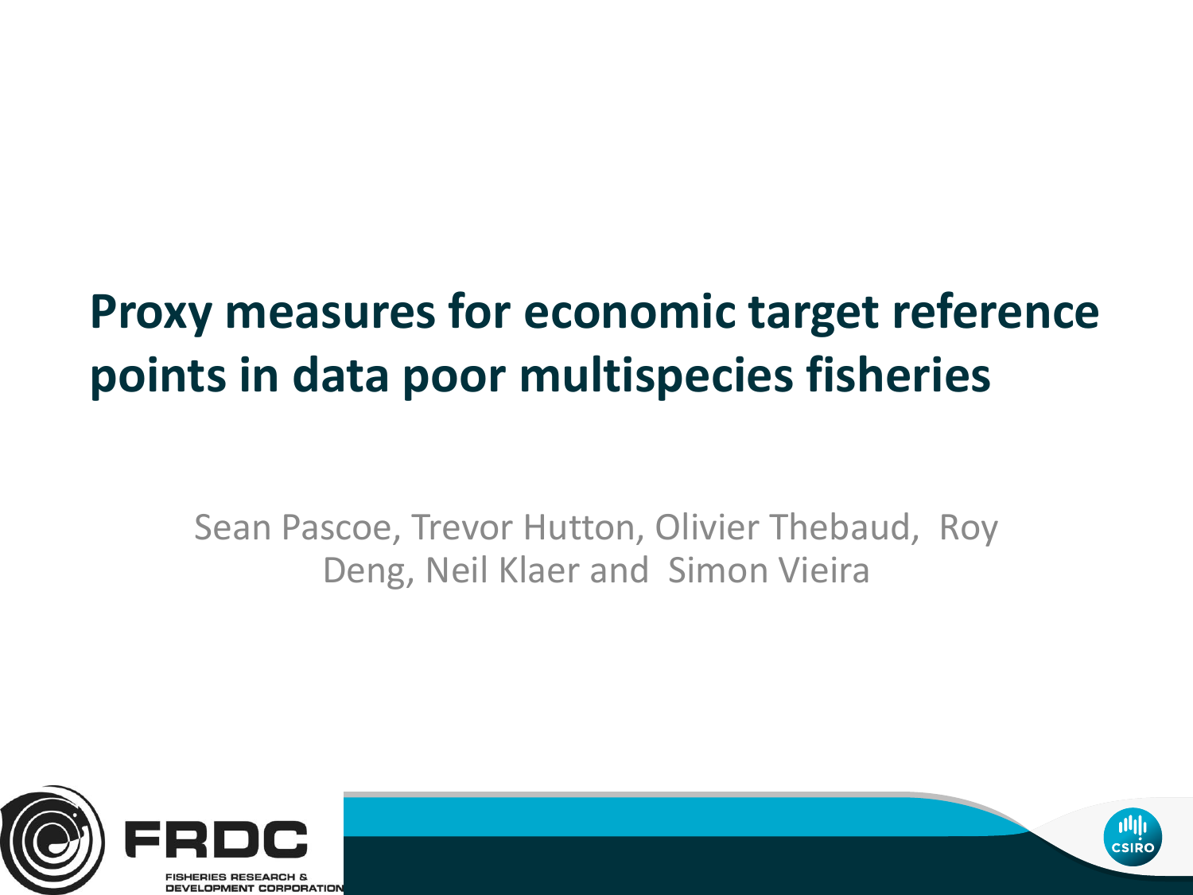# Proxy measures for economic target reference points in data poor multispecies fisheries

Sean Pascoe, Trevor Hutton, Olivier Thebaud, Roy Deng, Neil Klaer and Simon Vieira

FRDC

FISHERIES RESEARCH & DEVELOPMENT CORPORATION

CSIRO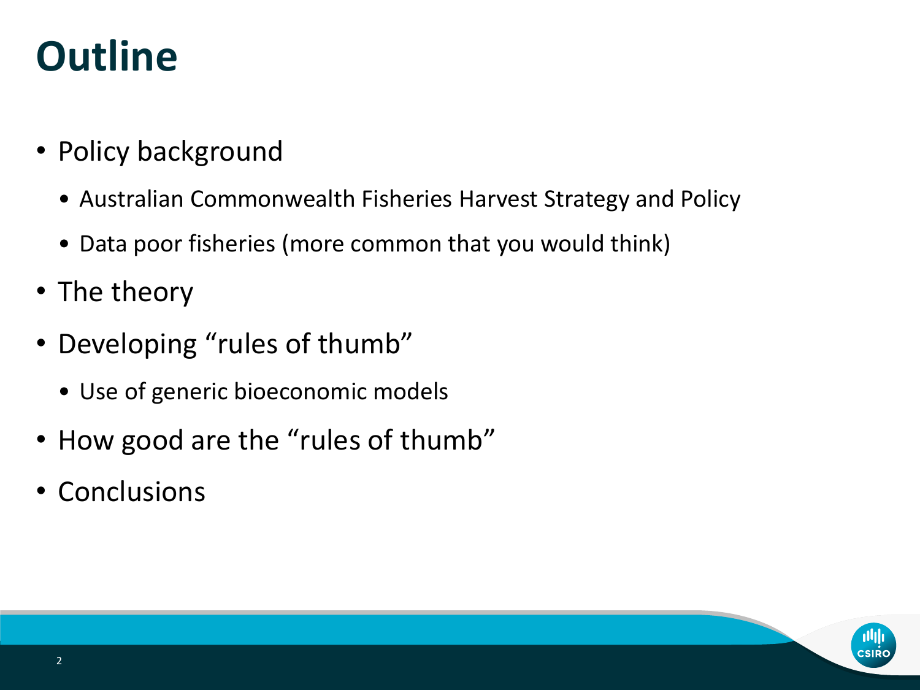# Outline

- Policy background
  - Australian Commonwealth Fisheries Harvest Strategy and Policy
  - Data poor fisheries (more common that you would think)
- The theory
- Developing “rules of thumb”
  - Use of generic bioeconomic models
- How good are the “rules of thumb”
- Conclusions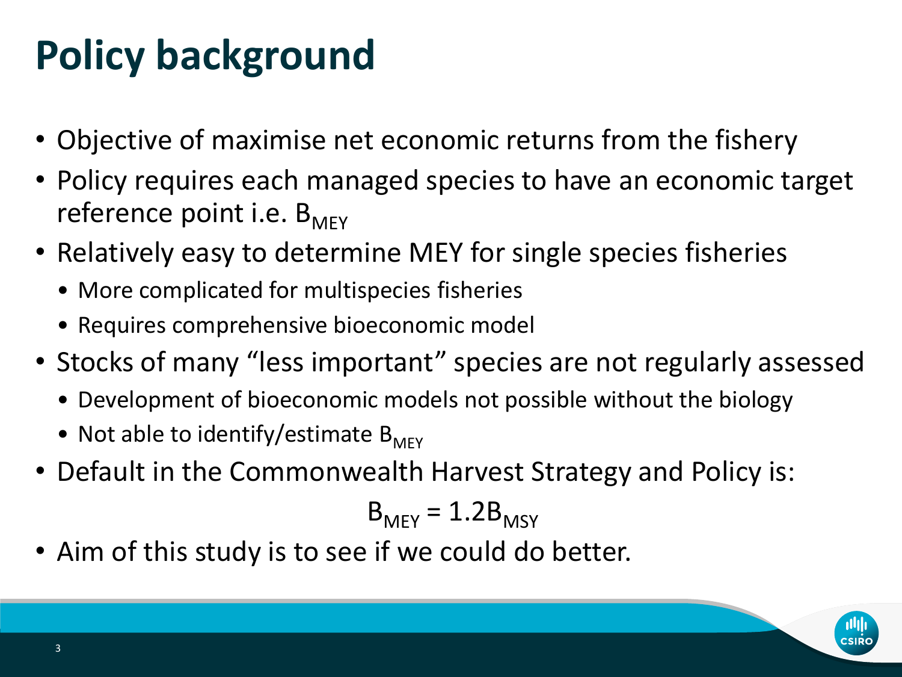# Policy background

- Objective of maximise net economic returns from the fishery
- Policy requires each managed species to have an economic target reference point i.e. $B_{MEY}$
- Relatively easy to determine MEY for single species fisheries
  - More complicated for multispecies fisheries
  - Requires comprehensive bioeconomic model
- Stocks of many “less important” species are not regularly assessed
  - Development of bioeconomic models not possible without the biology
  - Not able to identify/estimate $B_{MEY}$
- Default in the Commonwealth Harvest Strategy and Policy is:

$$B_{MEY} = 1.2B_{MSY}$$

- Aim of this study is to see if we could do better.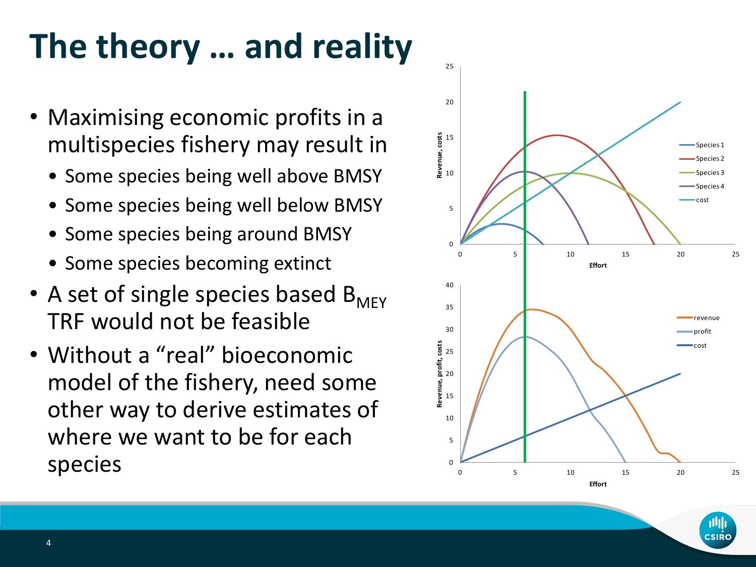# The theory … and reality

- Maximising economic profits in a multispecies fishery may result in
  - Some species being well above BMSY
  - Some species being well below BMSY
  - Some species being around BMSY
  - Some species becoming extinct
- A set of single species based $B_{MEY}$ TRF would not be feasible
- Without a "real" bioeconomic model of the fishery, need some other way to derive estimates of where we want to be for each species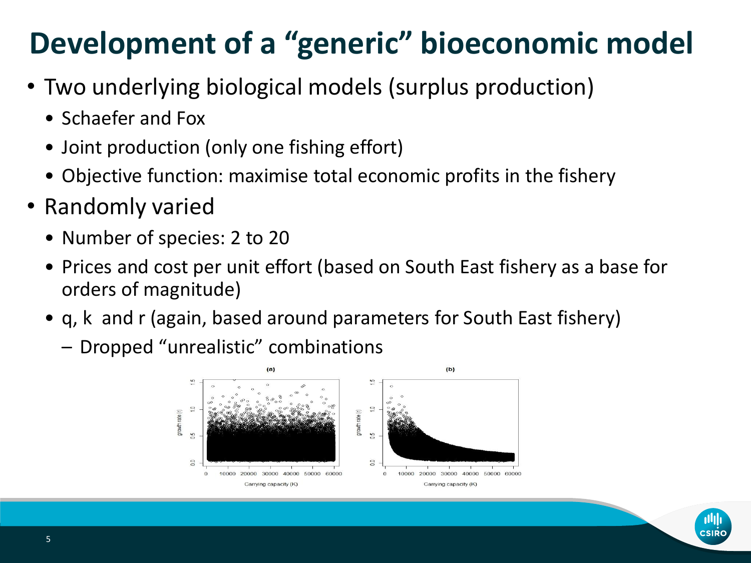# Development of a "generic" bioeconomic model

- Two underlying biological models (surplus production)
  - Schaefer and Fox
  - Joint production (only one fishing effort)
  - Objective function: maximise total economic profits in the fishery
- Randomly varied
  - Number of species: 2 to 20
  - Prices and cost per unit effort (based on South East fishery as a base for orders of magnitude)
  - q, k and r (again, based around parameters for South East fishery)
    - Dropped "unrealistic" combinations

(a) (b)

growth rate (r)

Carrying capacity (K)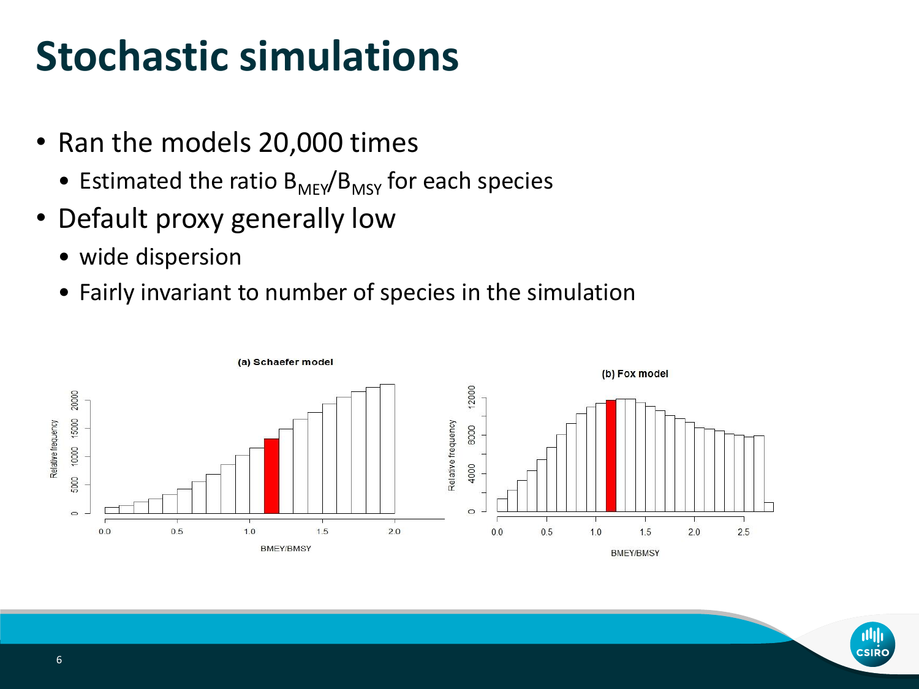# Stochastic simulations

- Ran the models 20,000 times
  - Estimated the ratio $B_{MEY}/B_{MSY}$ for each species
- Default proxy generally low
  - wide dispersion
  - Fairly invariant to number of species in the simulation

(a) Schaefer model

(b) Fox model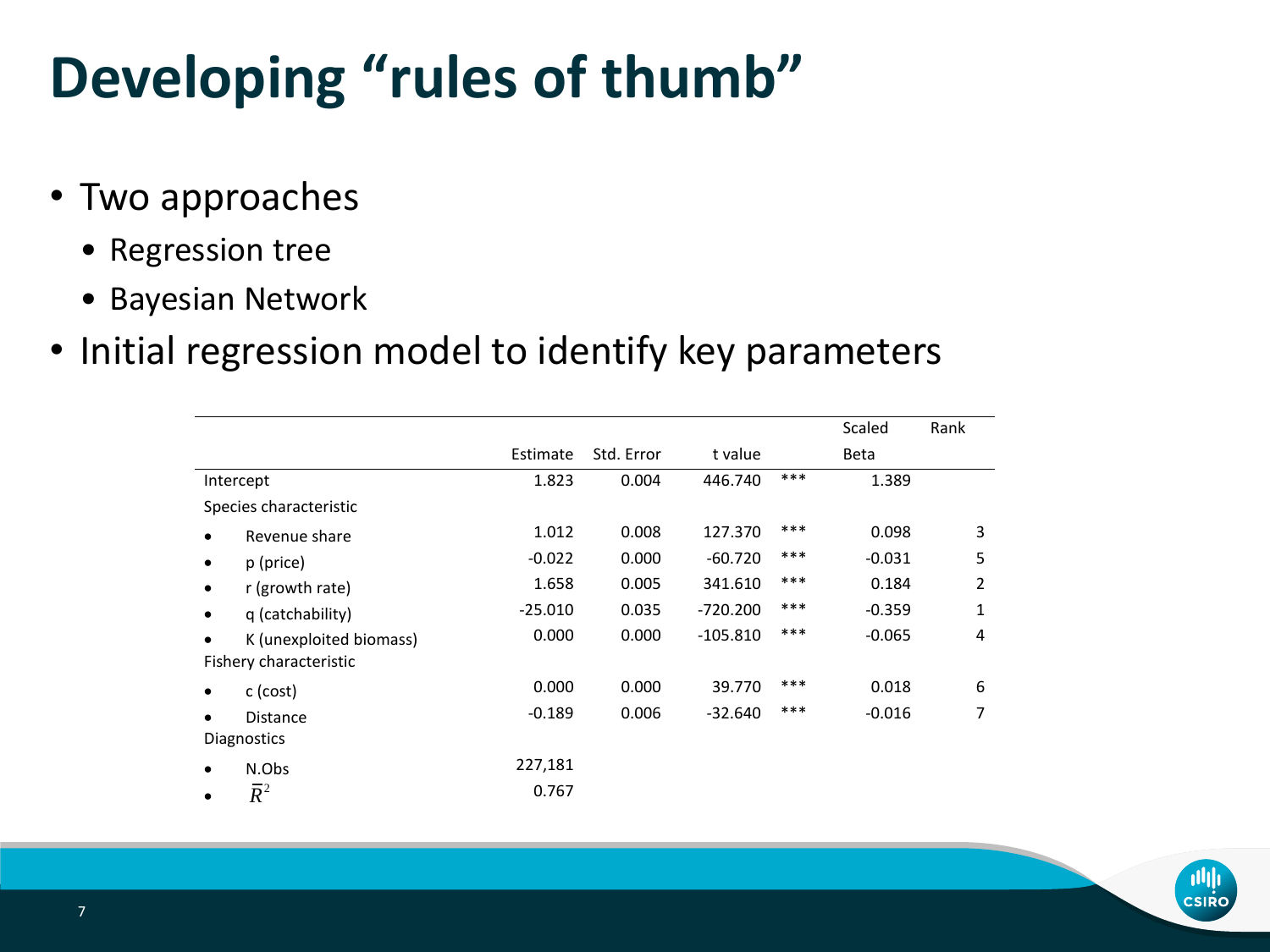# Developing "rules of thumb"

- Two approaches
  - Regression tree
  - Bayesian Network
- Initial regression model to identify key parameters

| | Estimate | Std. Error | t value | | Scaled Beta | Rank |
|---|---|---|---|---|---|---|
| Intercept | 1.823 | 0.004 | 446.740 | *** | 1.389 | |
| Species characteristic | | | | | | |
| • Revenue share | 1.012 | 0.008 | 127.370 | *** | 0.098 | 3 |
| • p (price) | -0.022 | 0.000 | -60.720 | *** | -0.031 | 5 |
| • r (growth rate) | 1.658 | 0.005 | 341.610 | *** | 0.184 | 2 |
| • q (catchability) | -25.010 | 0.035 | -720.200 | *** | -0.359 | 1 |
| • K (unexploited biomass) | 0.000 | 0.000 | -105.810 | *** | -0.065 | 4 |
| Fishery characteristic | | | | | | |
| • c (cost) | 0.000 | 0.000 | 39.770 | *** | 0.018 | 6 |
| • Distance | -0.189 | 0.006 | -32.640 | *** | -0.016 | 7 |
| Diagnostics | | | | | | |
| • N.Obs | 227,181 | | | | | |
| • $\bar{R}^2$ | 0.767 | | | | | |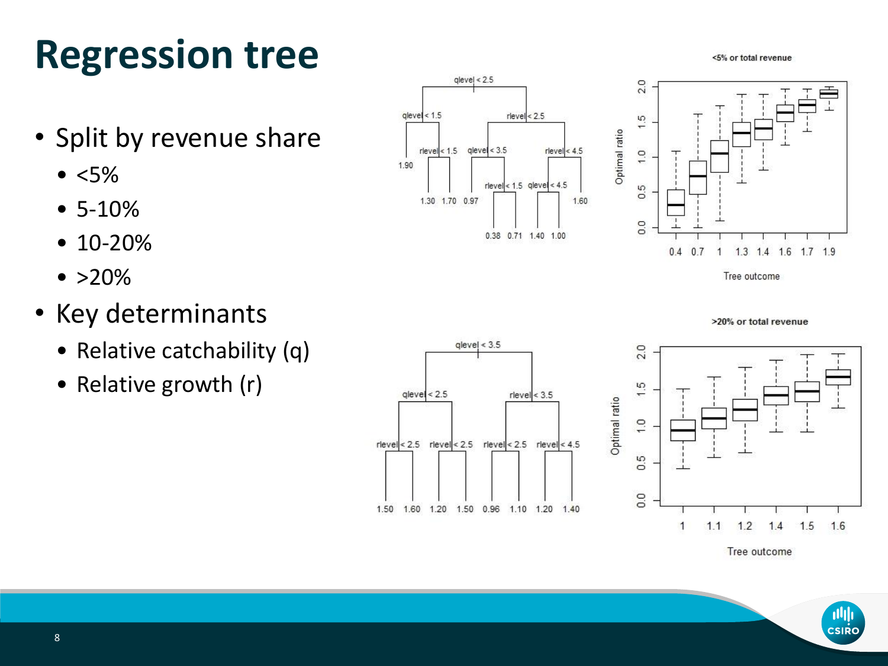# Regression tree

- Split by revenue share
  - <5%
  - 5-10%
  - 10-20%
  - >20%
- Key determinants
  - Relative catchability (q)
  - Relative growth (r)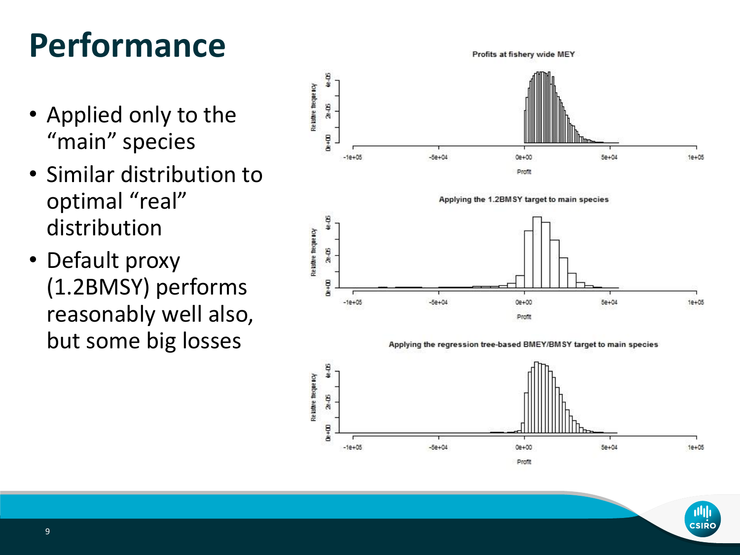# Performance

- Applied only to the "main" species
- Similar distribution to optimal "real" distribution
- Default proxy (1.2BMSY) performs reasonably well also, but some big losses

Profits at fishery wide MEY

Applying the 1.2BMSY target to main species

Applying the regression tree-based BMEY/BMSY target to main species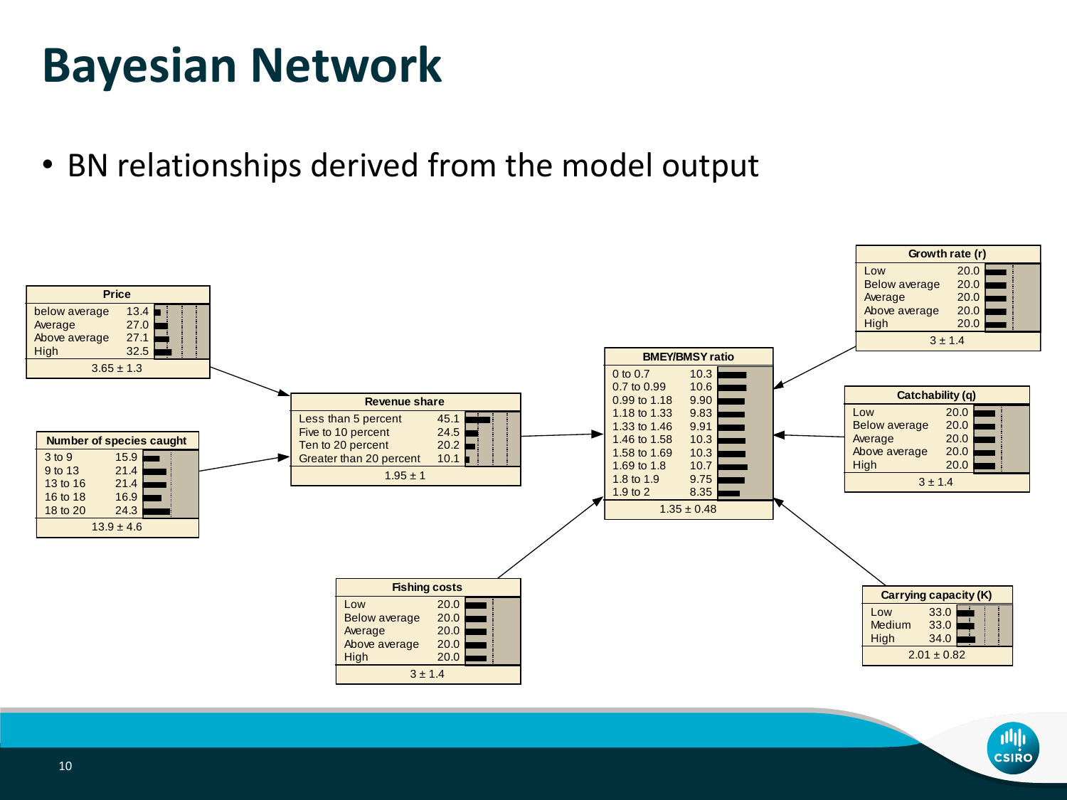# Bayesian Network

- BN relationships derived from the model output

**Price**

| State | Probability |
|---|---|
| below average | 13.4 |
| Average | 27.0 |
| Above average | 27.1 |
| High | 32.5 |
| | 3.65 ± 1.3 |

**Number of species caught**

| State | Probability |
|---|---|
| 3 to 9 | 15.9 |
| 9 to 13 | 21.4 |
| 13 to 16 | 21.4 |
| 16 to 18 | 16.9 |
| 18 to 20 | 24.3 |
| | 13.9 ± 4.6 |

**Revenue share**

| State | Probability |
|---|---|
| Less than 5 percent | 45.1 |
| Five to 10 percent | 24.5 |
| Ten to 20 percent | 20.2 |
| Greater than 20 percent | 10.1 |
| | 1.95 ± 1 |

**Fishing costs**

| State | Probability |
|---|---|
| Low | 20.0 |
| Below average | 20.0 |
| Average | 20.0 |
| Above average | 20.0 |
| High | 20.0 |
| | 3 ± 1.4 |

**BMEY/BMSY ratio**

| State | Probability |
|---|---|
| 0 to 0.7 | 10.3 |
| 0.7 to 0.99 | 10.6 |
| 0.99 to 1.18 | 9.90 |
| 1.18 to 1.33 | 9.83 |
| 1.33 to 1.46 | 9.91 |
| 1.46 to 1.58 | 10.3 |
| 1.58 to 1.69 | 10.3 |
| 1.69 to 1.8 | 10.7 |
| 1.8 to 1.9 | 9.75 |
| 1.9 to 2 | 8.35 |
| | 1.35 ± 0.48 |

**Growth rate (r)**

| State | Probability |
|---|---|
| Low | 20.0 |
| Below average | 20.0 |
| Average | 20.0 |
| Above average | 20.0 |
| High | 20.0 |
| | 3 ± 1.4 |

**Catchability (q)**

| State | Probability |
|---|---|
| Low | 20.0 |
| Below average | 20.0 |
| Average | 20.0 |
| Above average | 20.0 |
| High | 20.0 |
| | 3 ± 1.4 |

**Carrying capacity (K)**

| State | Probability |
|---|---|
| Low | 33.0 |
| Medium | 33.0 |
| High | 34.0 |
| | 2.01 ± 0.82 |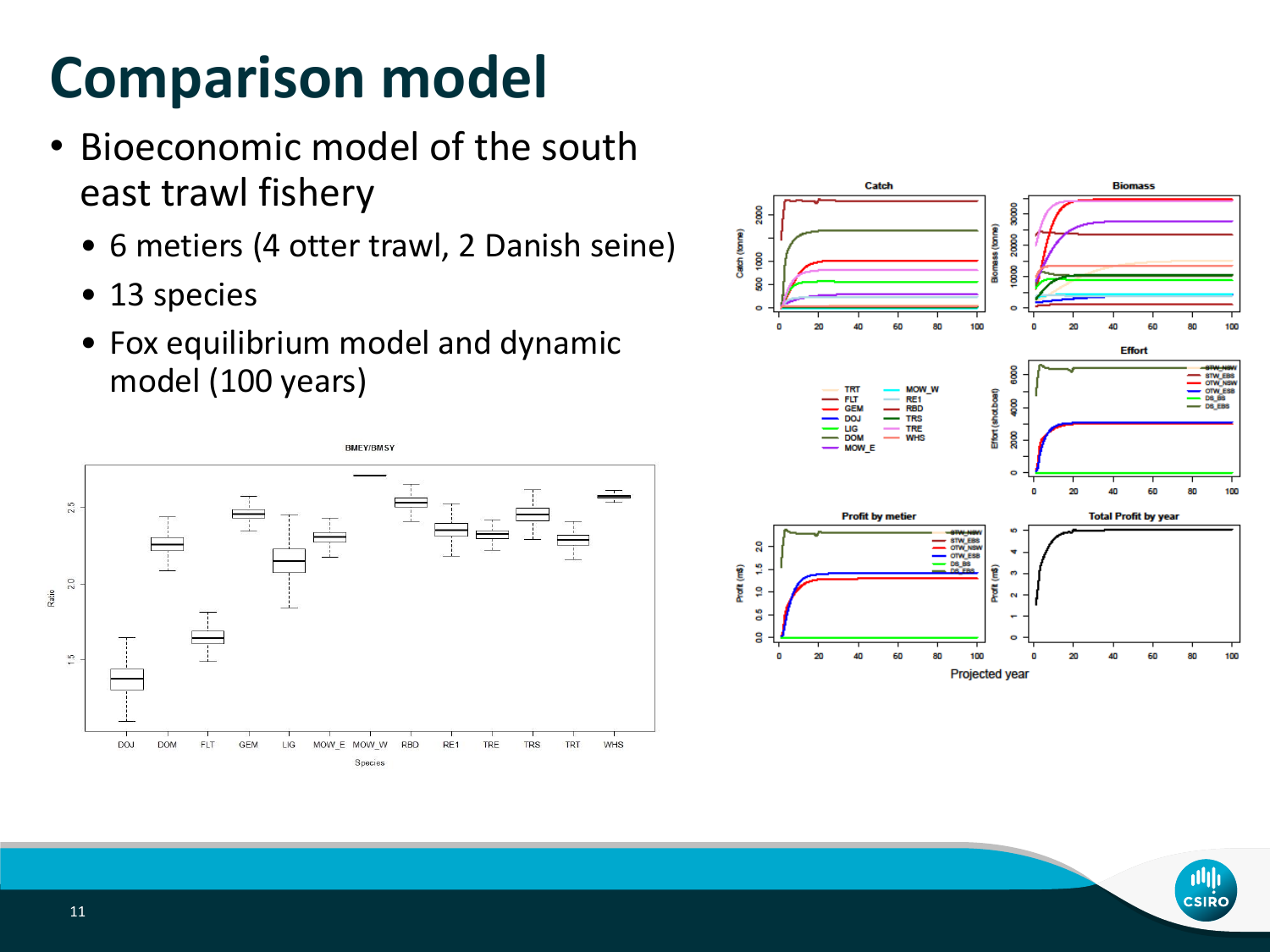# Comparison model

- Bioeconomic model of the south east trawl fishery
  - 6 metiers (4 otter trawl, 2 Danish seine)
  - 13 species
  - Fox equilibrium model and dynamic model (100 years)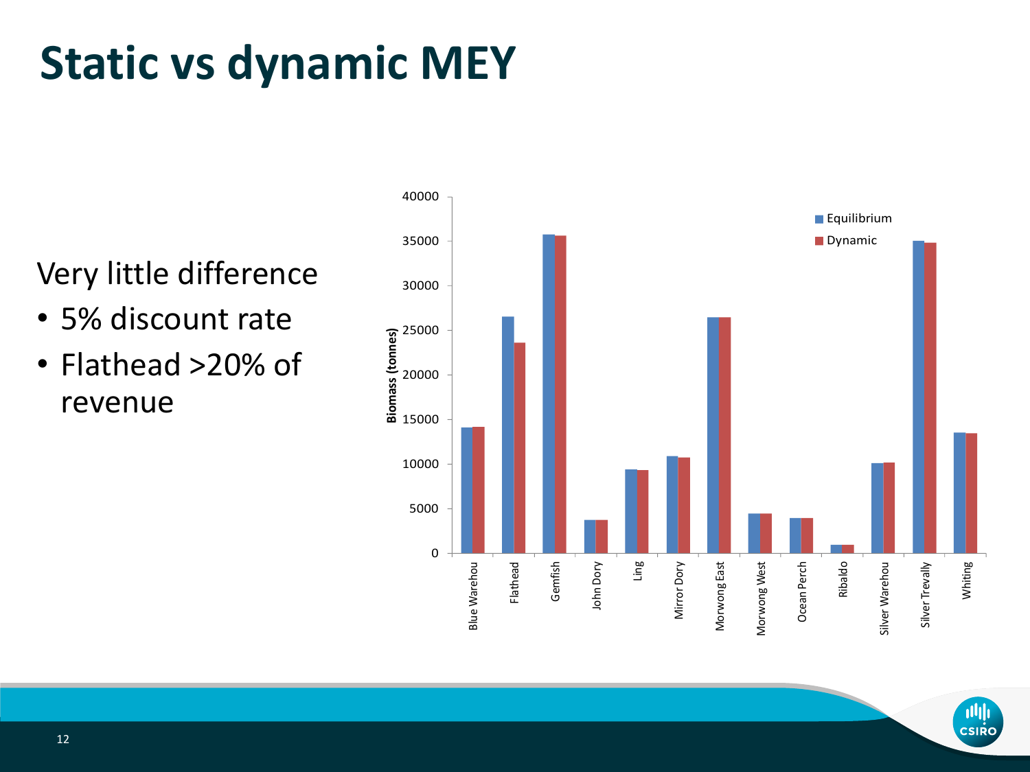# Static vs dynamic MEY

Very little difference

- 5% discount rate
- Flathead >20% of revenue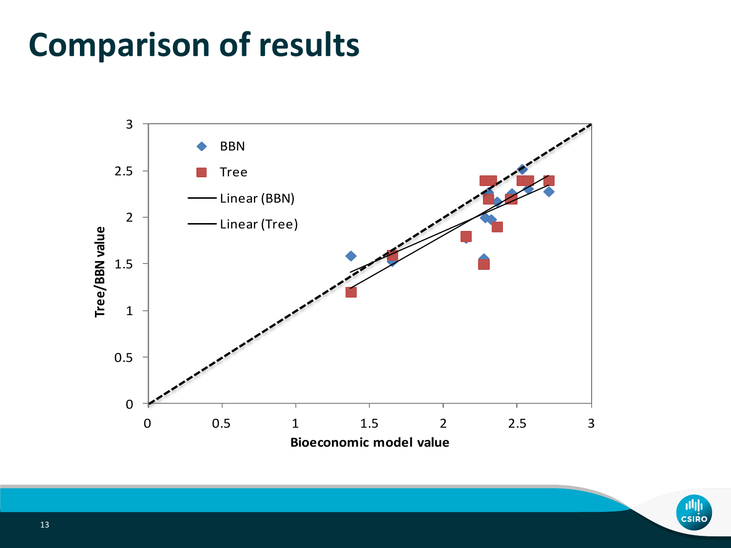# Comparison of results

Tree/BBN value

Bioeconomic model value

- BBN
- Tree
- Linear (BBN)
- Linear (Tree)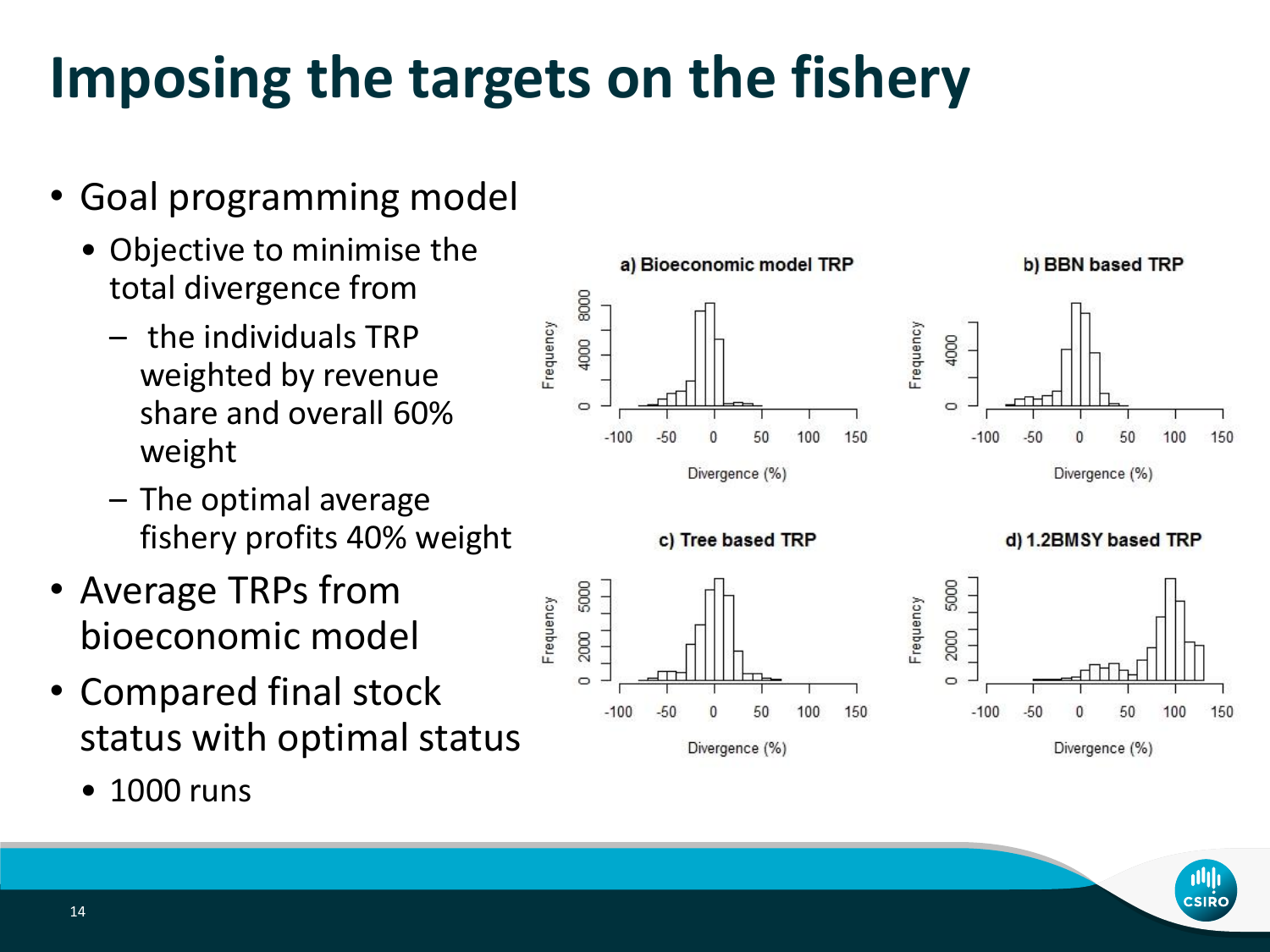# Imposing the targets on the fishery

- Goal programming model
  - Objective to minimise the total divergence from
    - the individuals TRP weighted by revenue share and overall 60% weight
    - The optimal average fishery profits 40% weight
- Average TRPs from bioeconomic model
- Compared final stock status with optimal status
  - 1000 runs

a) Bioeconomic model TRP

b) BBN based TRP

c) Tree based TRP

d) 1.2BMSY based TRP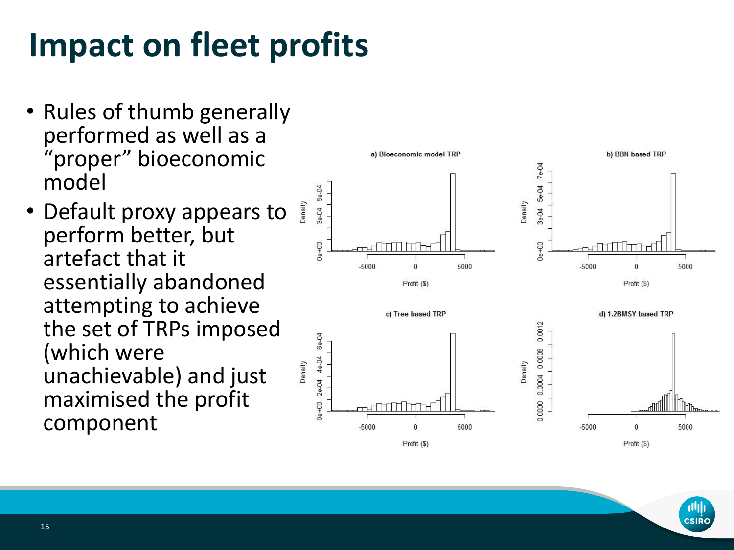# Impact on fleet profits

- Rules of thumb generally performed as well as a "proper" bioeconomic model
- Default proxy appears to perform better, but artefact that it essentially abandoned attempting to achieve the set of TRPs imposed (which were unachievable) and just maximised the profit component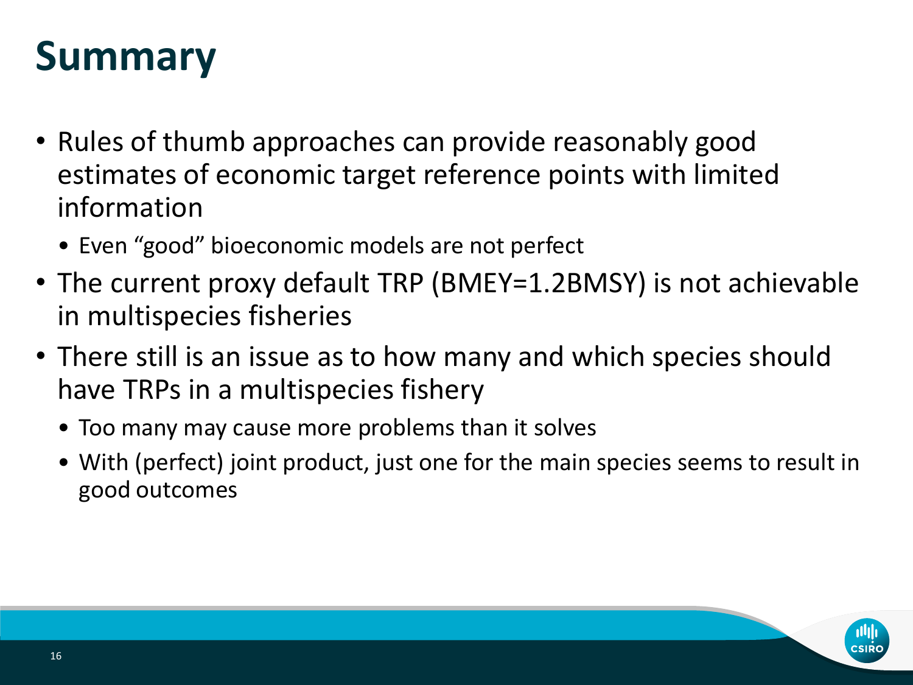# Summary

- Rules of thumb approaches can provide reasonably good estimates of economic target reference points with limited information
  - Even "good" bioeconomic models are not perfect
- The current proxy default TRP (BMEY=1.2BMSY) is not achievable in multispecies fisheries
- There still is an issue as to how many and which species should have TRPs in a multispecies fishery
  - Too many may cause more problems than it solves
  - With (perfect) joint product, just one for the main species seems to result in good outcomes